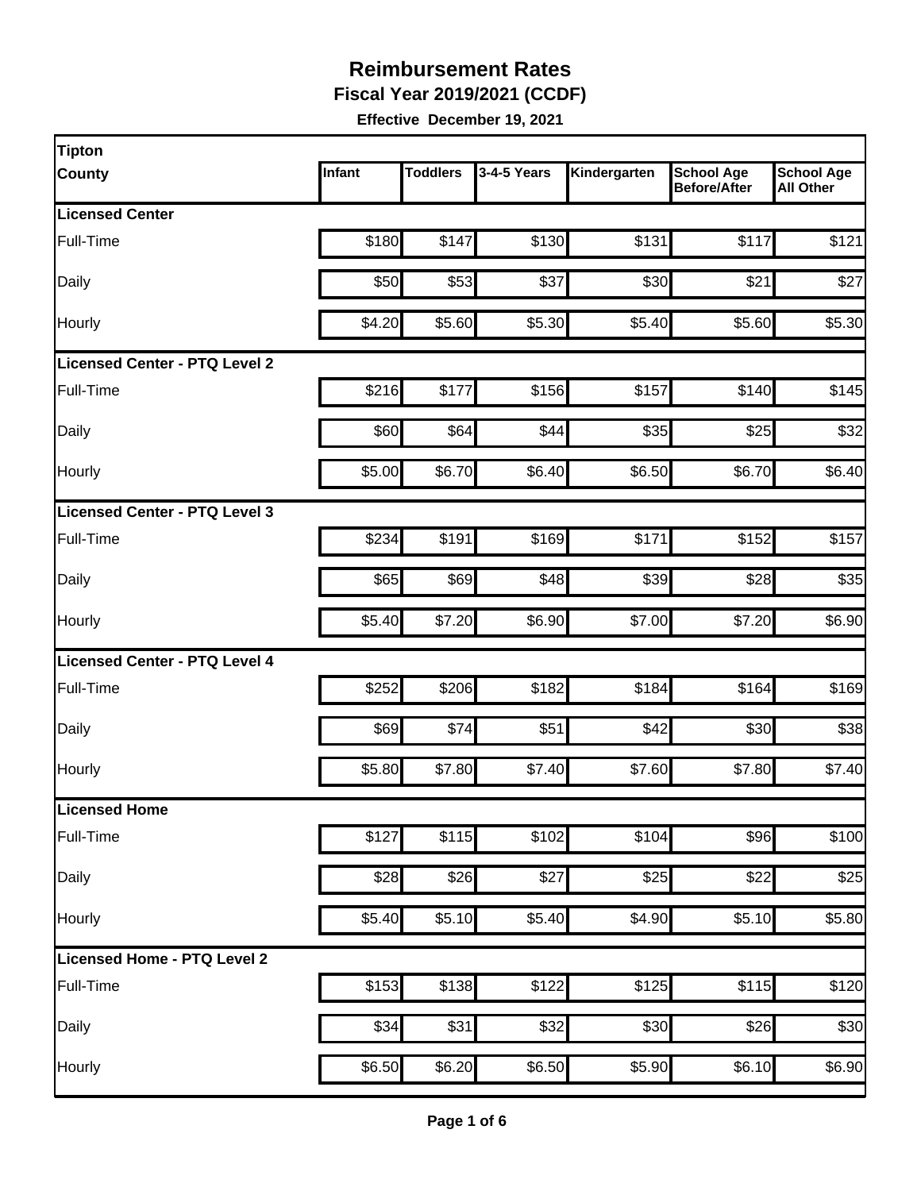# Reimbursement Rates

**Fiscal Year 2019/2021 (CCDF)**

**Effective December 19, 2021**

| Tipton County | Infant | Toddlers | 3-4-5 Years | Kindergarten | School Age Before/After | School Age All Other |
|---|---|---|---|---|---|---|
| **Licensed Center** | | | | | | |
| Full-Time | $180 | $147 | $130 | $131 | $117 | $121 |
| Daily | $50 | $53 | $37 | $30 | $21 | $27 |
| Hourly | $4.20 | $5.60 | $5.30 | $5.40 | $5.60 | $5.30 |
| **Licensed Center - PTQ Level 2** | | | | | | |
| Full-Time | $216 | $177 | $156 | $157 | $140 | $145 |
| Daily | $60 | $64 | $44 | $35 | $25 | $32 |
| Hourly | $5.00 | $6.70 | $6.40 | $6.50 | $6.70 | $6.40 |
| **Licensed Center - PTQ Level 3** | | | | | | |
| Full-Time | $234 | $191 | $169 | $171 | $152 | $157 |
| Daily | $65 | $69 | $48 | $39 | $28 | $35 |
| Hourly | $5.40 | $7.20 | $6.90 | $7.00 | $7.20 | $6.90 |
| **Licensed Center - PTQ Level 4** | | | | | | |
| Full-Time | $252 | $206 | $182 | $184 | $164 | $169 |
| Daily | $69 | $74 | $51 | $42 | $30 | $38 |
| Hourly | $5.80 | $7.80 | $7.40 | $7.60 | $7.80 | $7.40 |
| **Licensed Home** | | | | | | |
| Full-Time | $127 | $115 | $102 | $104 | $96 | $100 |
| Daily | $28 | $26 | $27 | $25 | $22 | $25 |
| Hourly | $5.40 | $5.10 | $5.40 | $4.90 | $5.10 | $5.80 |
| **Licensed Home - PTQ Level 2** | | | | | | |
| Full-Time | $153 | $138 | $122 | $125 | $115 | $120 |
| Daily | $34 | $31 | $32 | $30 | $26 | $30 |
| Hourly | $6.50 | $6.20 | $6.50 | $5.90 | $6.10 | $6.90 |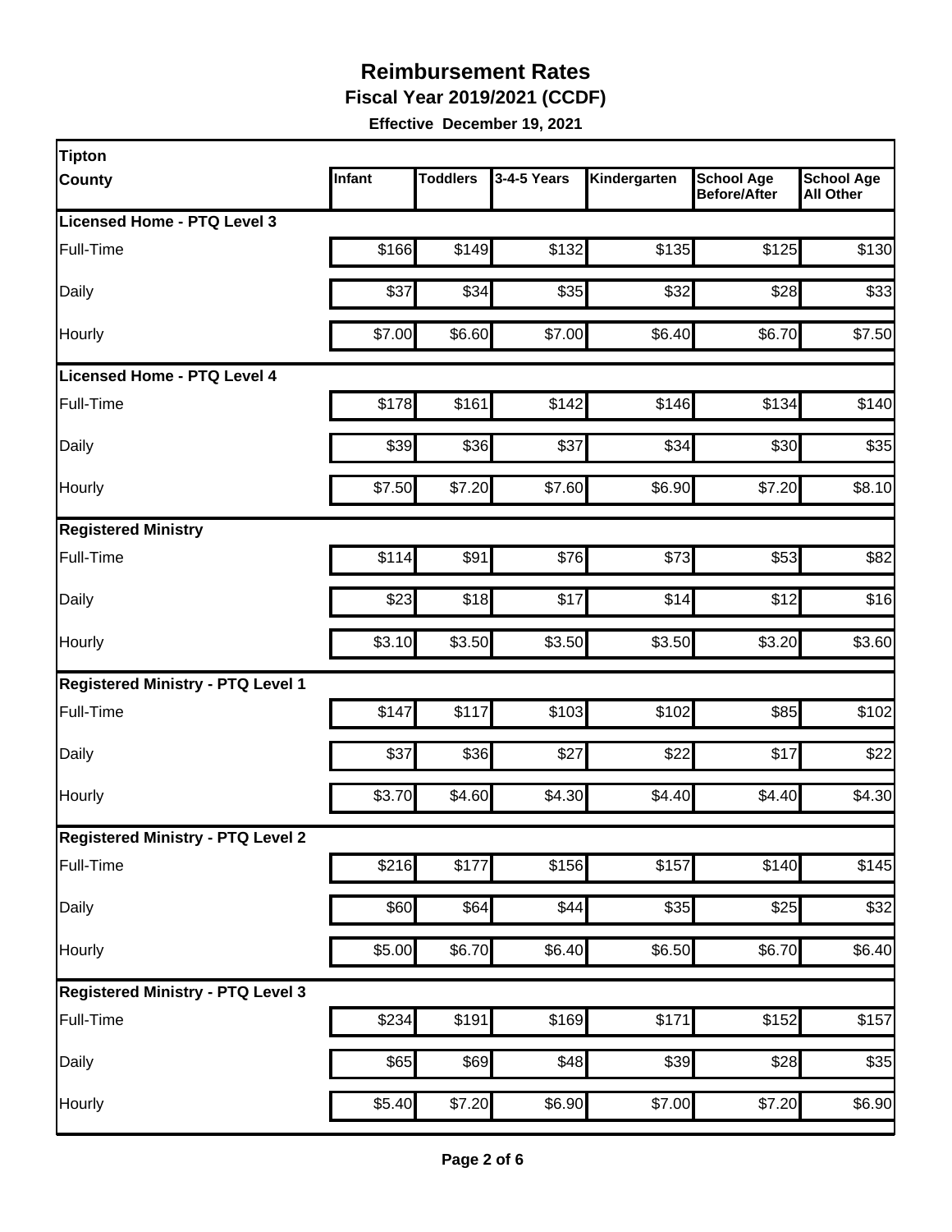# Reimbursement Rates

**Fiscal Year 2019/2021 (CCDF)**

**Effective December 19, 2021**

| Tipton County | Infant | Toddlers | 3-4-5 Years | Kindergarten | School Age Before/After | School Age All Other |
|---|---|---|---|---|---|---|
| **Licensed Home - PTQ Level 3** | | | | | | |
| Full-Time | $166 | $149 | $132 | $135 | $125 | $130 |
| Daily | $37 | $34 | $35 | $32 | $28 | $33 |
| Hourly | $7.00 | $6.60 | $7.00 | $6.40 | $6.70 | $7.50 |
| **Licensed Home - PTQ Level 4** | | | | | | |
| Full-Time | $178 | $161 | $142 | $146 | $134 | $140 |
| Daily | $39 | $36 | $37 | $34 | $30 | $35 |
| Hourly | $7.50 | $7.20 | $7.60 | $6.90 | $7.20 | $8.10 |
| **Registered Ministry** | | | | | | |
| Full-Time | $114 | $91 | $76 | $73 | $53 | $82 |
| Daily | $23 | $18 | $17 | $14 | $12 | $16 |
| Hourly | $3.10 | $3.50 | $3.50 | $3.50 | $3.20 | $3.60 |
| **Registered Ministry - PTQ Level 1** | | | | | | |
| Full-Time | $147 | $117 | $103 | $102 | $85 | $102 |
| Daily | $37 | $36 | $27 | $22 | $17 | $22 |
| Hourly | $3.70 | $4.60 | $4.30 | $4.40 | $4.40 | $4.30 |
| **Registered Ministry - PTQ Level 2** | | | | | | |
| Full-Time | $216 | $177 | $156 | $157 | $140 | $145 |
| Daily | $60 | $64 | $44 | $35 | $25 | $32 |
| Hourly | $5.00 | $6.70 | $6.40 | $6.50 | $6.70 | $6.40 |
| **Registered Ministry - PTQ Level 3** | | | | | | |
| Full-Time | $234 | $191 | $169 | $171 | $152 | $157 |
| Daily | $65 | $69 | $48 | $39 | $28 | $35 |
| Hourly | $5.40 | $7.20 | $6.90 | $7.00 | $7.20 | $6.90 |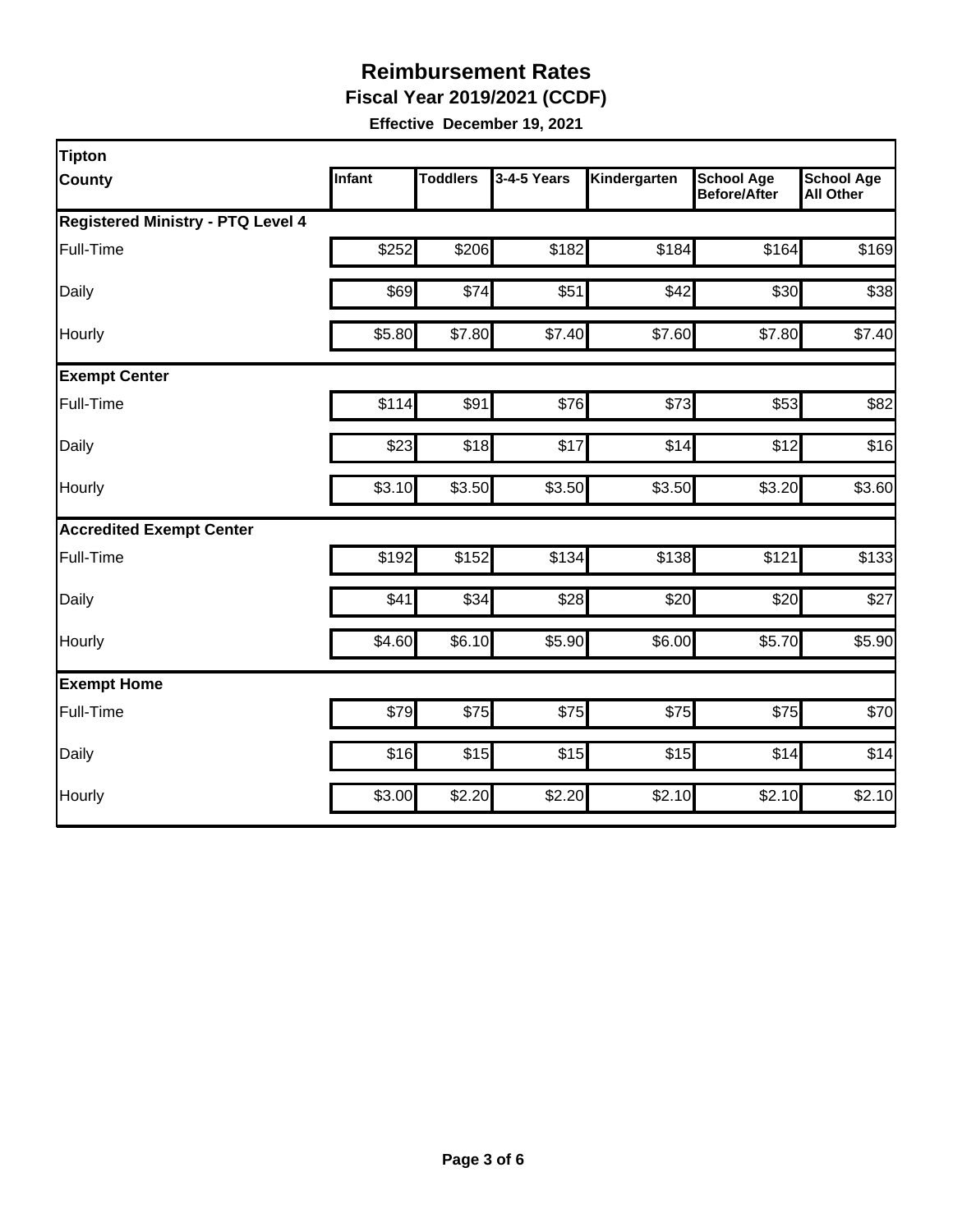# Reimbursement Rates

## Fiscal Year 2019/2021 (CCDF)

**Effective December 19, 2021**

| Tipton County | Infant | Toddlers | 3-4-5 Years | Kindergarten | School Age Before/After | School Age All Other |
|---|---|---|---|---|---|---|
| **Registered Ministry - PTQ Level 4** | | | | | | |
| Full-Time | $252 | $206 | $182 | $184 | $164 | $169 |
| Daily | $69 | $74 | $51 | $42 | $30 | $38 |
| Hourly | $5.80 | $7.80 | $7.40 | $7.60 | $7.80 | $7.40 |
| **Exempt Center** | | | | | | |
| Full-Time | $114 | $91 | $76 | $73 | $53 | $82 |
| Daily | $23 | $18 | $17 | $14 | $12 | $16 |
| Hourly | $3.10 | $3.50 | $3.50 | $3.50 | $3.20 | $3.60 |
| **Accredited Exempt Center** | | | | | | |
| Full-Time | $192 | $152 | $134 | $138 | $121 | $133 |
| Daily | $41 | $34 | $28 | $20 | $20 | $27 |
| Hourly | $4.60 | $6.10 | $5.90 | $6.00 | $5.70 | $5.90 |
| **Exempt Home** | | | | | | |
| Full-Time | $79 | $75 | $75 | $75 | $75 | $70 |
| Daily | $16 | $15 | $15 | $15 | $14 | $14 |
| Hourly | $3.00 | $2.20 | $2.20 | $2.10 | $2.10 | $2.10 |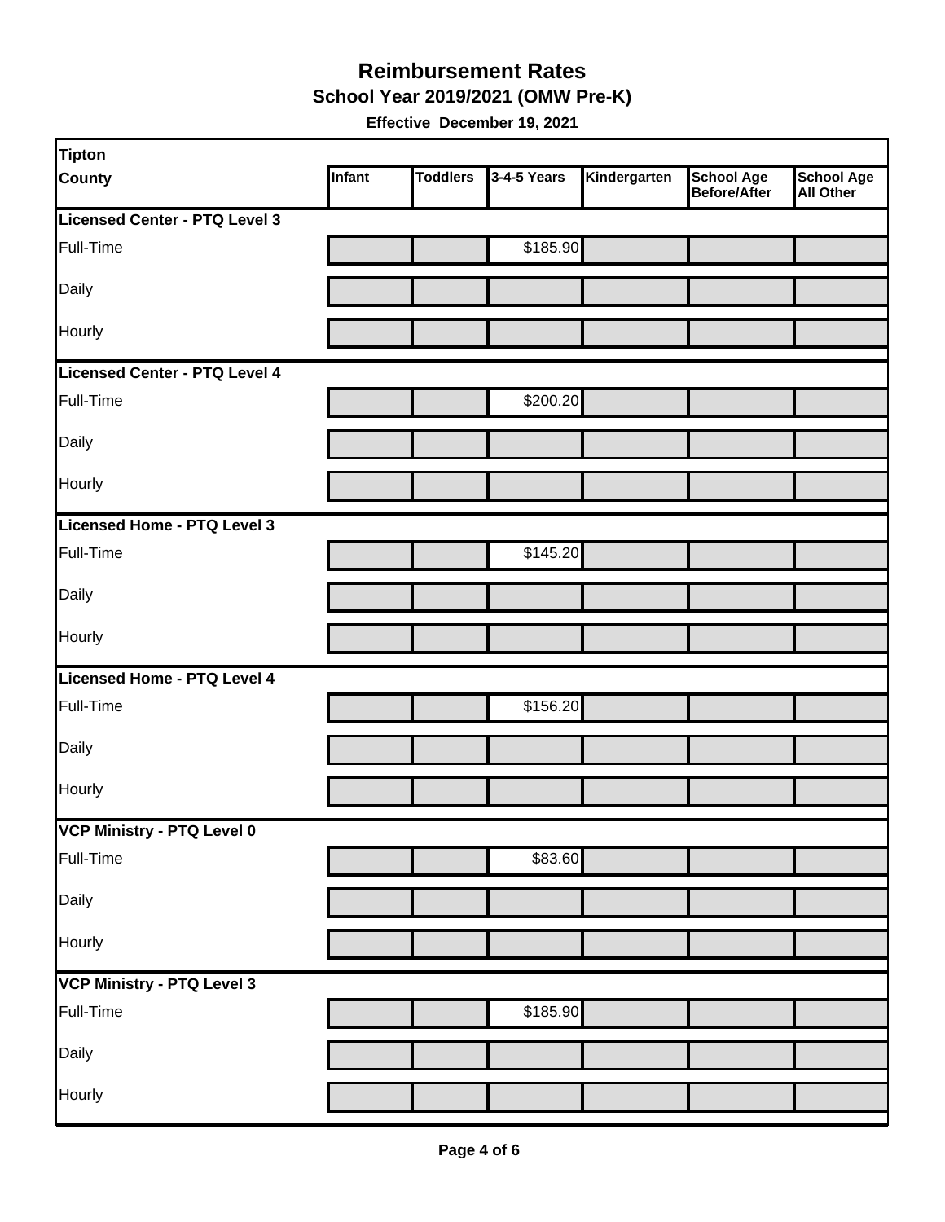# Reimbursement Rates

## School Year 2019/2021 (OMW Pre-K)

**Effective December 19, 2021**

| Tipton County | Infant | Toddlers | 3-4-5 Years | Kindergarten | School Age Before/After | School Age All Other |
|---|---|---|---|---|---|---|
| **Licensed Center - PTQ Level 3** | | | | | | |
| Full-Time | | | $185.90 | | | |
| Daily | | | | | | |
| Hourly | | | | | | |
| **Licensed Center - PTQ Level 4** | | | | | | |
| Full-Time | | | $200.20 | | | |
| Daily | | | | | | |
| Hourly | | | | | | |
| **Licensed Home - PTQ Level 3** | | | | | | |
| Full-Time | | | $145.20 | | | |
| Daily | | | | | | |
| Hourly | | | | | | |
| **Licensed Home - PTQ Level 4** | | | | | | |
| Full-Time | | | $156.20 | | | |
| Daily | | | | | | |
| Hourly | | | | | | |
| **VCP Ministry - PTQ Level 0** | | | | | | |
| Full-Time | | | $83.60 | | | |
| Daily | | | | | | |
| Hourly | | | | | | |
| **VCP Ministry - PTQ Level 3** | | | | | | |
| Full-Time | | | $185.90 | | | |
| Daily | | | | | | |
| Hourly | | | | | | |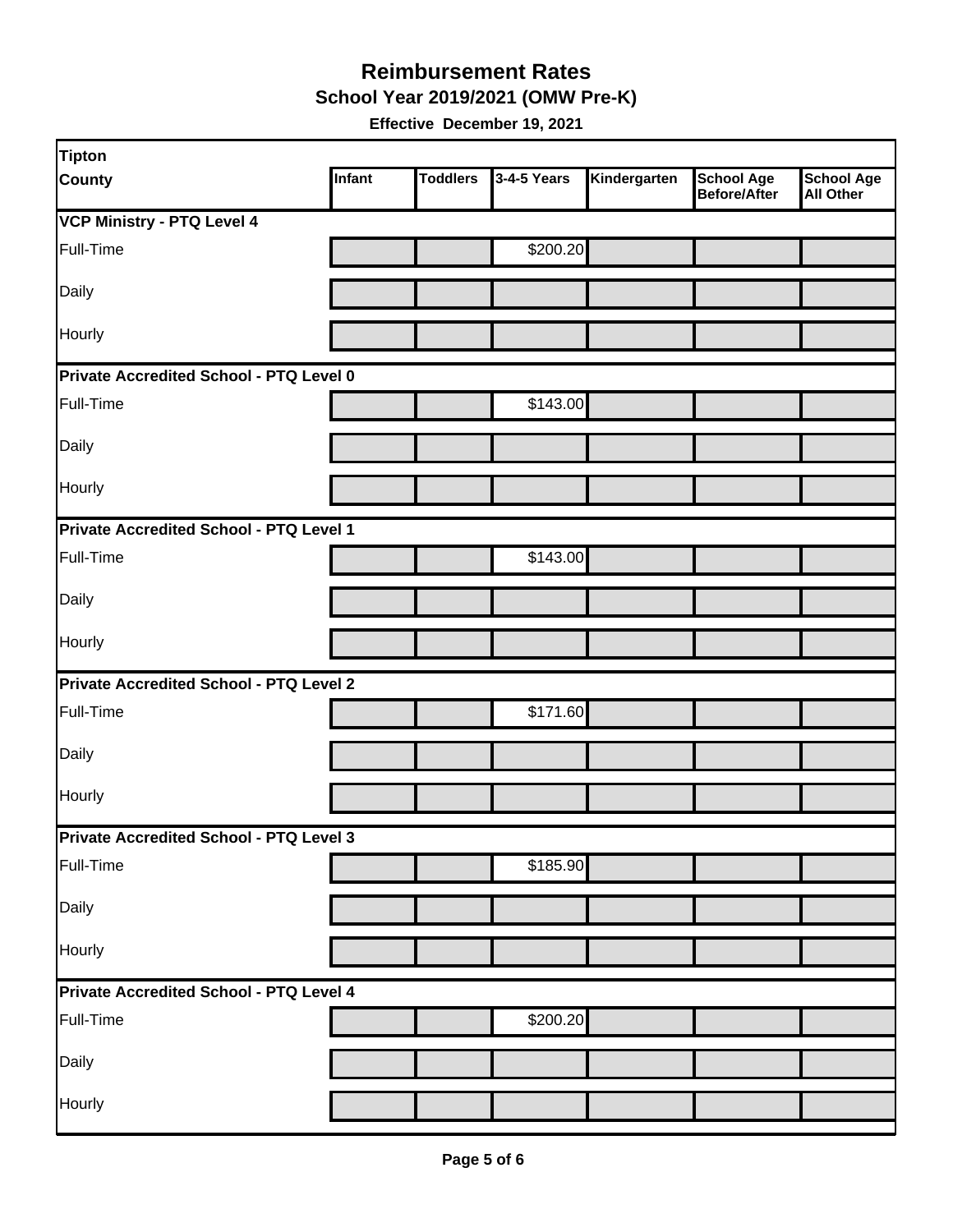# Reimbursement Rates

## School Year 2019/2021 (OMW Pre-K)

**Effective December 19, 2021**

| Tipton County | Infant | Toddlers | 3-4-5 Years | Kindergarten | School Age Before/After | School Age All Other |
|---|---|---|---|---|---|---|
| **VCP Ministry - PTQ Level 4** | | | | | | |
| Full-Time | | | $200.20 | | | |
| Daily | | | | | | |
| Hourly | | | | | | |
| **Private Accredited School - PTQ Level 0** | | | | | | |
| Full-Time | | | $143.00 | | | |
| Daily | | | | | | |
| Hourly | | | | | | |
| **Private Accredited School - PTQ Level 1** | | | | | | |
| Full-Time | | | $143.00 | | | |
| Daily | | | | | | |
| Hourly | | | | | | |
| **Private Accredited School - PTQ Level 2** | | | | | | |
| Full-Time | | | $171.60 | | | |
| Daily | | | | | | |
| Hourly | | | | | | |
| **Private Accredited School - PTQ Level 3** | | | | | | |
| Full-Time | | | $185.90 | | | |
| Daily | | | | | | |
| Hourly | | | | | | |
| **Private Accredited School - PTQ Level 4** | | | | | | |
| Full-Time | | | $200.20 | | | |
| Daily | | | | | | |
| Hourly | | | | | | |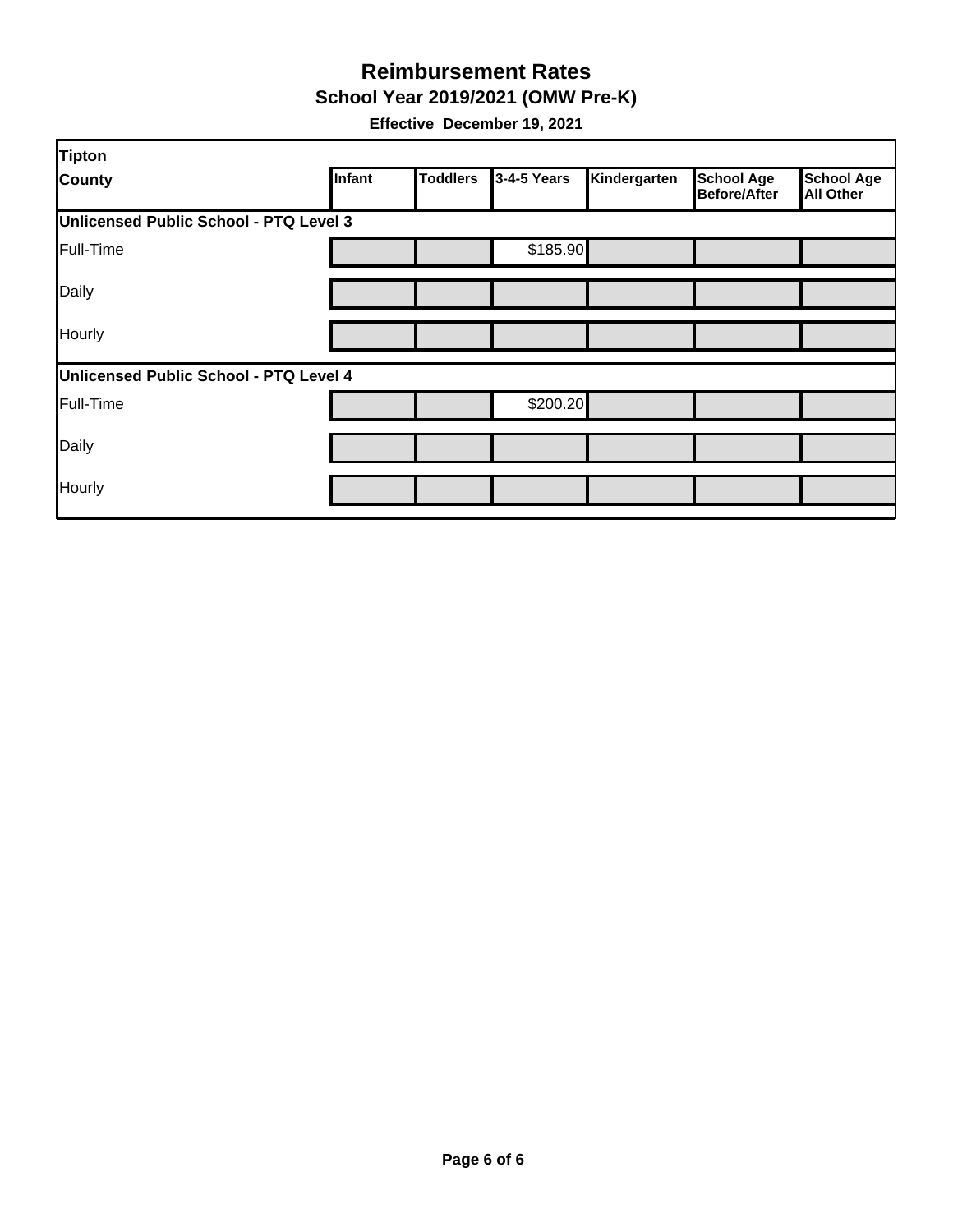# Reimbursement Rates

## School Year 2019/2021 (OMW Pre-K)

**Effective December 19, 2021**

| Tipton County | Infant | Toddlers | 3-4-5 Years | Kindergarten | School Age Before/After | School Age All Other |
|---|---|---|---|---|---|---|
| **Unlicensed Public School - PTQ Level 3** | | | | | | |
| Full-Time | | | $185.90 | | | |
| Daily | | | | | | |
| Hourly | | | | | | |
| **Unlicensed Public School - PTQ Level 4** | | | | | | |
| Full-Time | | | $200.20 | | | |
| Daily | | | | | | |
| Hourly | | | | | | |